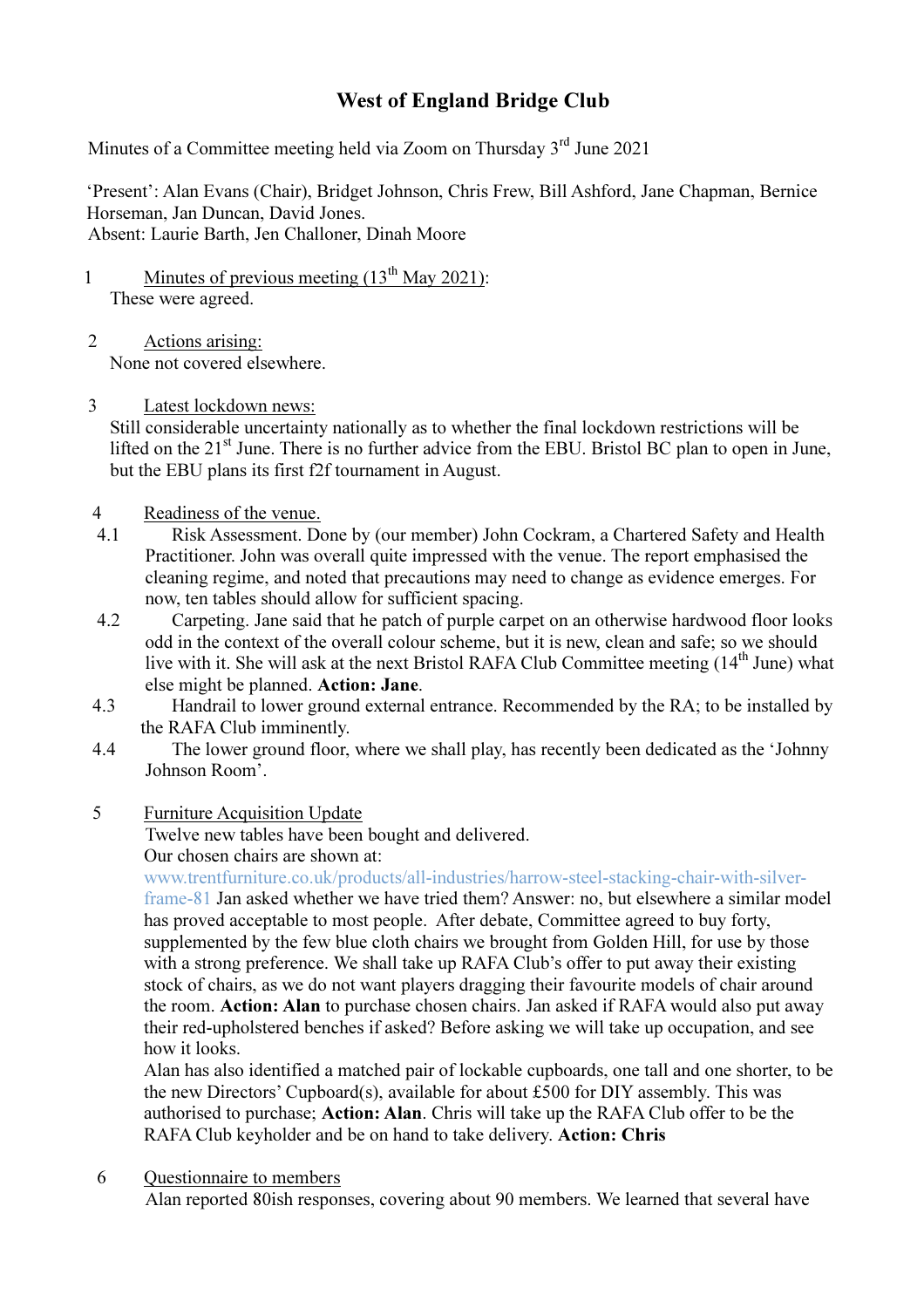# West of England Bridge Club

Minutes of a Committee meeting held via Zoom on Thursday 3rd June 2021

'Present': Alan Evans (Chair), Bridget Johnson, Chris Frew, Bill Ashford, Jane Chapman, Bernice Horseman, Jan Duncan, David Jones.
Absent: Laurie Barth, Jen Challoner, Dinah Moore

1 Minutes of previous meeting (13th May 2021):
These were agreed.

2 Actions arising:
None not covered elsewhere.

3 Latest lockdown news:
Still considerable uncertainty nationally as to whether the final lockdown restrictions will be lifted on the 21st June. There is no further advice from the EBU. Bristol BC plan to open in June, but the EBU plans its first f2f tournament in August.

4 Readiness of the venue.

4.1 Risk Assessment. Done by (our member) John Cockram, a Chartered Safety and Health Practitioner. John was overall quite impressed with the venue. The report emphasised the cleaning regime, and noted that precautions may need to change as evidence emerges. For now, ten tables should allow for sufficient spacing.

4.2 Carpeting. Jane said that he patch of purple carpet on an otherwise hardwood floor looks odd in the context of the overall colour scheme, but it is new, clean and safe; so we should live with it. She will ask at the next Bristol RAFA Club Committee meeting (14th June) what else might be planned. **Action: Jane**.

4.3 Handrail to lower ground external entrance. Recommended by the RA; to be installed by the RAFA Club imminently.

4.4 The lower ground floor, where we shall play, has recently been dedicated as the 'Johnny Johnson Room'.

5 Furniture Acquisition Update
Twelve new tables have been bought and delivered.
Our chosen chairs are shown at:
www.trentfurniture.co.uk/products/all-industries/harrow-steel-stacking-chair-with-silver-frame-81 Jan asked whether we have tried them? Answer: no, but elsewhere a similar model has proved acceptable to most people. After debate, Committee agreed to buy forty, supplemented by the few blue cloth chairs we brought from Golden Hill, for use by those with a strong preference. We shall take up RAFA Club's offer to put away their existing stock of chairs, as we do not want players dragging their favourite models of chair around the room. **Action: Alan** to purchase chosen chairs. Jan asked if RAFA would also put away their red-upholstered benches if asked? Before asking we will take up occupation, and see how it looks.
Alan has also identified a matched pair of lockable cupboards, one tall and one shorter, to be the new Directors' Cupboard(s), available for about £500 for DIY assembly. This was authorised to purchase; **Action: Alan**. Chris will take up the RAFA Club offer to be the RAFA Club keyholder and be on hand to take delivery. **Action: Chris**

6 Questionnaire to members
Alan reported 80ish responses, covering about 90 members. We learned that several have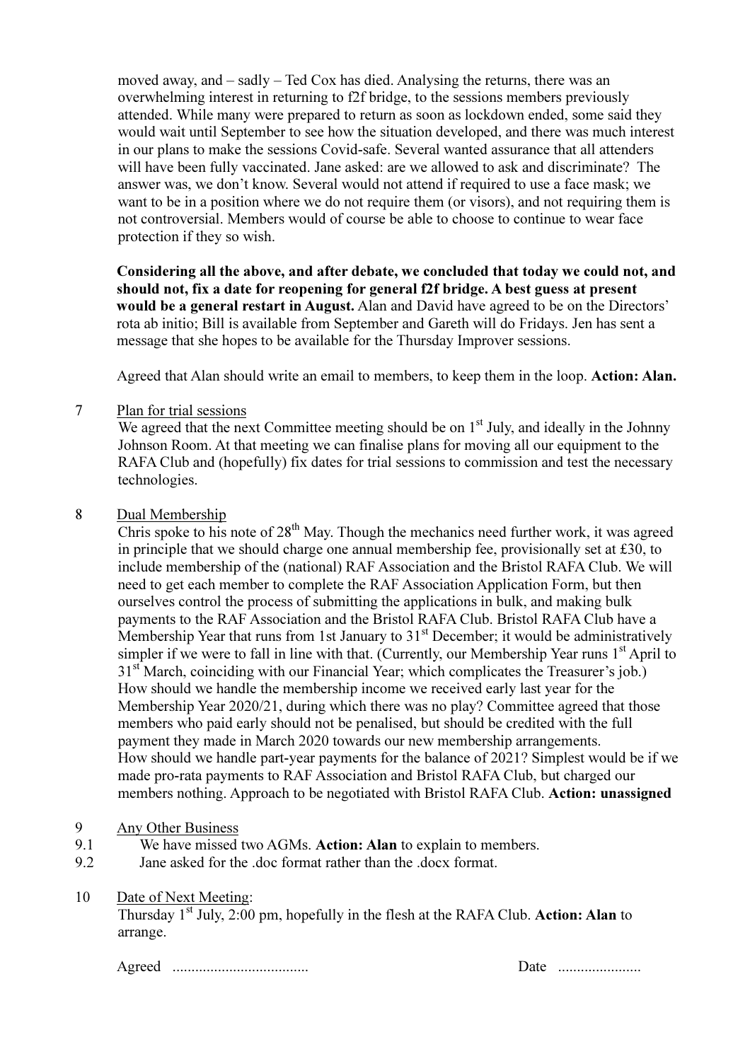moved away, and – sadly – Ted Cox has died. Analysing the returns, there was an overwhelming interest in returning to f2f bridge, to the sessions members previously attended. While many were prepared to return as soon as lockdown ended, some said they would wait until September to see how the situation developed, and there was much interest in our plans to make the sessions Covid-safe. Several wanted assurance that all attenders will have been fully vaccinated. Jane asked: are we allowed to ask and discriminate? The answer was, we don't know. Several would not attend if required to use a face mask; we want to be in a position where we do not require them (or visors), and not requiring them is not controversial. Members would of course be able to choose to continue to wear face protection if they so wish.

**Considering all the above, and after debate, we concluded that today we could not, and should not, fix a date for reopening for general f2f bridge. A best guess at present would be a general restart in August.** Alan and David have agreed to be on the Directors' rota ab initio; Bill is available from September and Gareth will do Fridays. Jen has sent a message that she hopes to be available for the Thursday Improver sessions.

Agreed that Alan should write an email to members, to keep them in the loop. **Action: Alan.**

7 Plan for trial sessions

We agreed that the next Committee meeting should be on 1st July, and ideally in the Johnny Johnson Room. At that meeting we can finalise plans for moving all our equipment to the RAFA Club and (hopefully) fix dates for trial sessions to commission and test the necessary technologies.

8 Dual Membership

Chris spoke to his note of 28th May. Though the mechanics need further work, it was agreed in principle that we should charge one annual membership fee, provisionally set at £30, to include membership of the (national) RAF Association and the Bristol RAFA Club. We will need to get each member to complete the RAF Association Application Form, but then ourselves control the process of submitting the applications in bulk, and making bulk payments to the RAF Association and the Bristol RAFA Club. Bristol RAFA Club have a Membership Year that runs from 1st January to 31st December; it would be administratively simpler if we were to fall in line with that. (Currently, our Membership Year runs 1st April to 31st March, coinciding with our Financial Year; which complicates the Treasurer's job.)
How should we handle the membership income we received early last year for the Membership Year 2020/21, during which there was no play? Committee agreed that those members who paid early should not be penalised, but should be credited with the full payment they made in March 2020 towards our new membership arrangements.
How should we handle part-year payments for the balance of 2021? Simplest would be if we made pro-rata payments to RAF Association and Bristol RAFA Club, but charged our members nothing. Approach to be negotiated with Bristol RAFA Club. **Action: unassigned**

9 Any Other Business

9.1 We have missed two AGMs. **Action: Alan** to explain to members.

9.2 Jane asked for the .doc format rather than the .docx format.

10 Date of Next Meeting:

Thursday 1st July, 2:00 pm, hopefully in the flesh at the RAFA Club. **Action: Alan** to arrange.

Agreed ................................... Date ......................